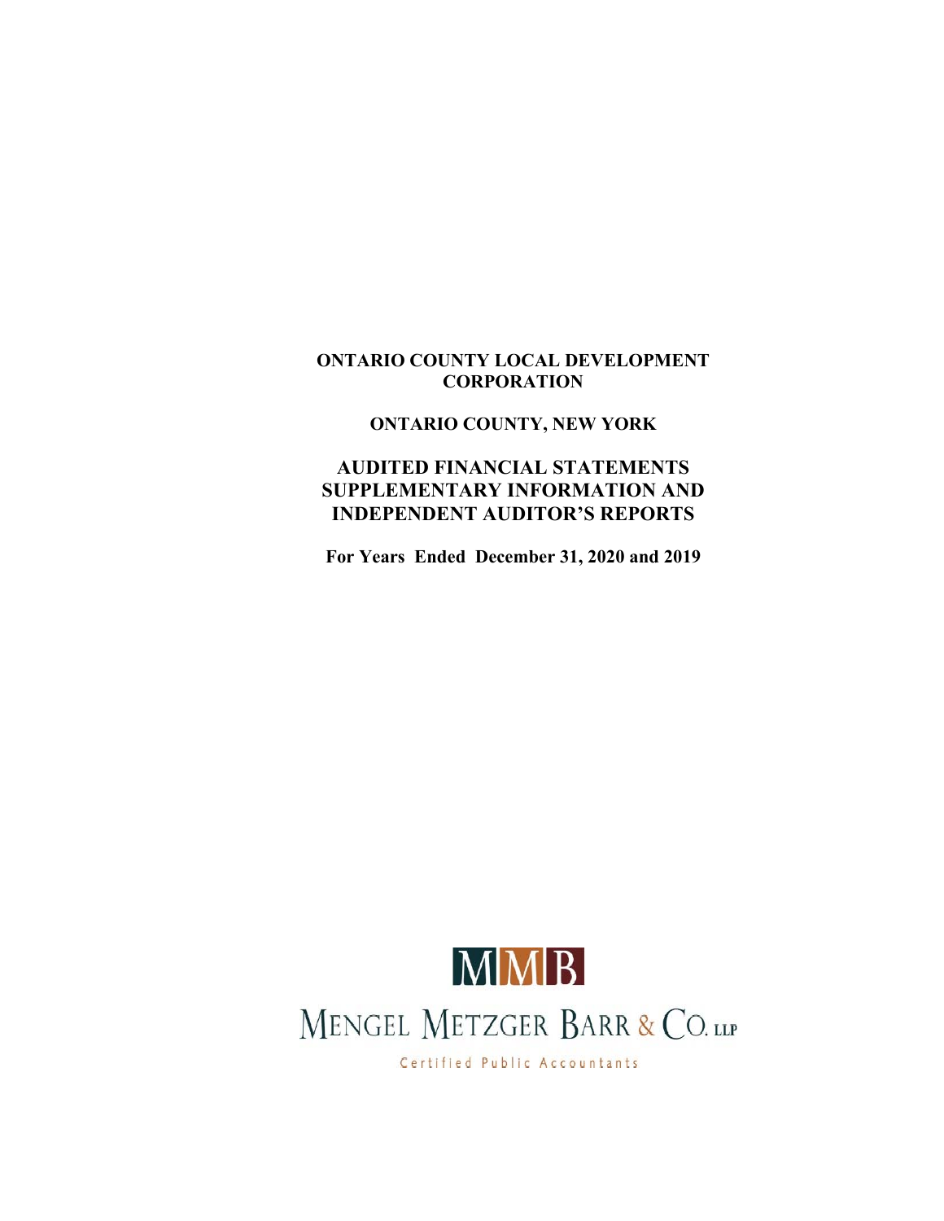# ONTARIO COUNTY LOCAL DEVELOPMENT CORPORATION

## ONTARIO COUNTY, NEW YORK

## AUDITED FINANCIAL STATEMENTS SUPPLEMENTARY INFORMATION AND INDEPENDENT AUDITOR'S REPORTS

**For Years Ended December 31, 2020 and 2019**

MMB

MENGEL METZGER BARR & CO. LLP

Certified Public Accountants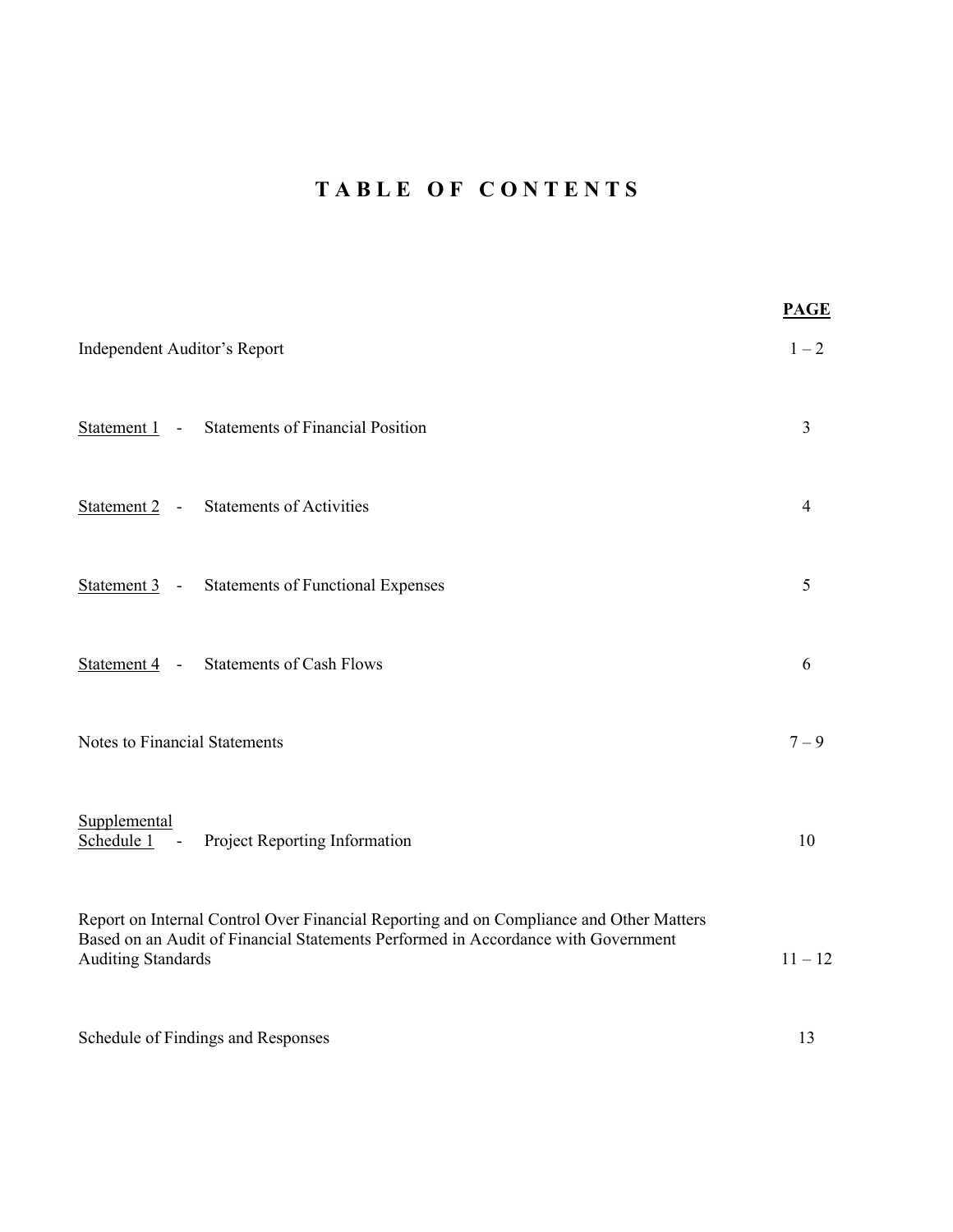# T A B L E  O F  C O N T E N T S

| | PAGE |
|---|---|
| Independent Auditor's Report | 1 – 2 |
| Statement 1 - Statements of Financial Position | 3 |
| Statement 2 - Statements of Activities | 4 |
| Statement 3 - Statements of Functional Expenses | 5 |
| Statement 4 - Statements of Cash Flows | 6 |
| Notes to Financial Statements | 7 – 9 |
| Supplemental Schedule 1 - Project Reporting Information | 10 |
| Report on Internal Control Over Financial Reporting and on Compliance and Other Matters Based on an Audit of Financial Statements Performed in Accordance with Government Auditing Standards | 11 – 12 |
| Schedule of Findings and Responses | 13 |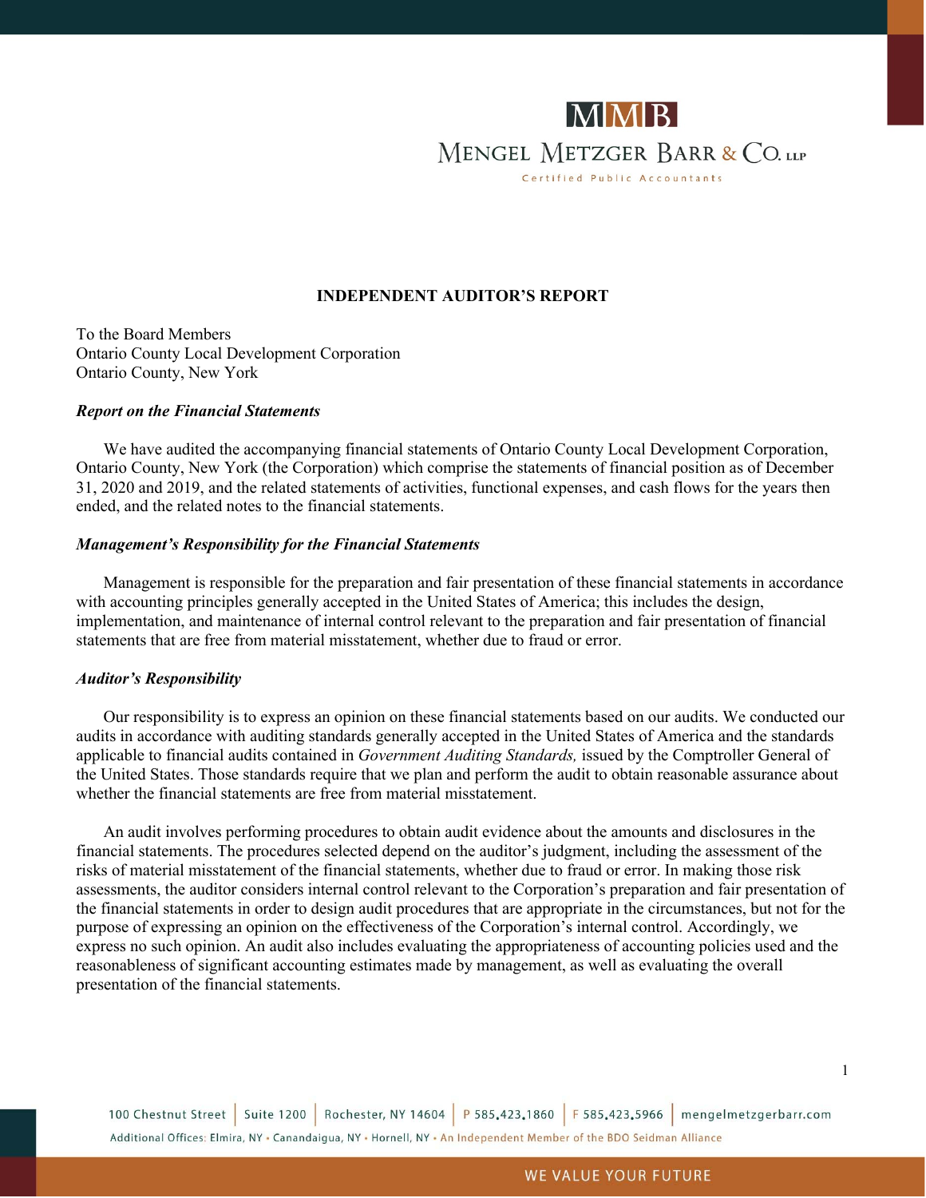MMB

MENGEL METZGER BARR & CO. LLP

Certified Public Accountants

## INDEPENDENT AUDITOR'S REPORT

To the Board Members
Ontario County Local Development Corporation
Ontario County, New York

***Report on the Financial Statements***

We have audited the accompanying financial statements of Ontario County Local Development Corporation, Ontario County, New York (the Corporation) which comprise the statements of financial position as of December 31, 2020 and 2019, and the related statements of activities, functional expenses, and cash flows for the years then ended, and the related notes to the financial statements.

***Management's Responsibility for the Financial Statements***

Management is responsible for the preparation and fair presentation of these financial statements in accordance with accounting principles generally accepted in the United States of America; this includes the design, implementation, and maintenance of internal control relevant to the preparation and fair presentation of financial statements that are free from material misstatement, whether due to fraud or error.

***Auditor's Responsibility***

Our responsibility is to express an opinion on these financial statements based on our audits. We conducted our audits in accordance with auditing standards generally accepted in the United States of America and the standards applicable to financial audits contained in *Government Auditing Standards,* issued by the Comptroller General of the United States. Those standards require that we plan and perform the audit to obtain reasonable assurance about whether the financial statements are free from material misstatement.

An audit involves performing procedures to obtain audit evidence about the amounts and disclosures in the financial statements. The procedures selected depend on the auditor's judgment, including the assessment of the risks of material misstatement of the financial statements, whether due to fraud or error. In making those risk assessments, the auditor considers internal control relevant to the Corporation's preparation and fair presentation of the financial statements in order to design audit procedures that are appropriate in the circumstances, but not for the purpose of expressing an opinion on the effectiveness of the Corporation's internal control. Accordingly, we express no such opinion. An audit also includes evaluating the appropriateness of accounting policies used and the reasonableness of significant accounting estimates made by management, as well as evaluating the overall presentation of the financial statements.

100 Chestnut Street | Suite 1200 | Rochester, NY 14604 | P 585.423.1860 | F 585.423.5966 | mengelmetzgerbarr.com

Additional Offices: Elmira, NY • Canandaigua, NY • Hornell, NY • An Independent Member of the BDO Seidman Alliance

WE VALUE YOUR FUTURE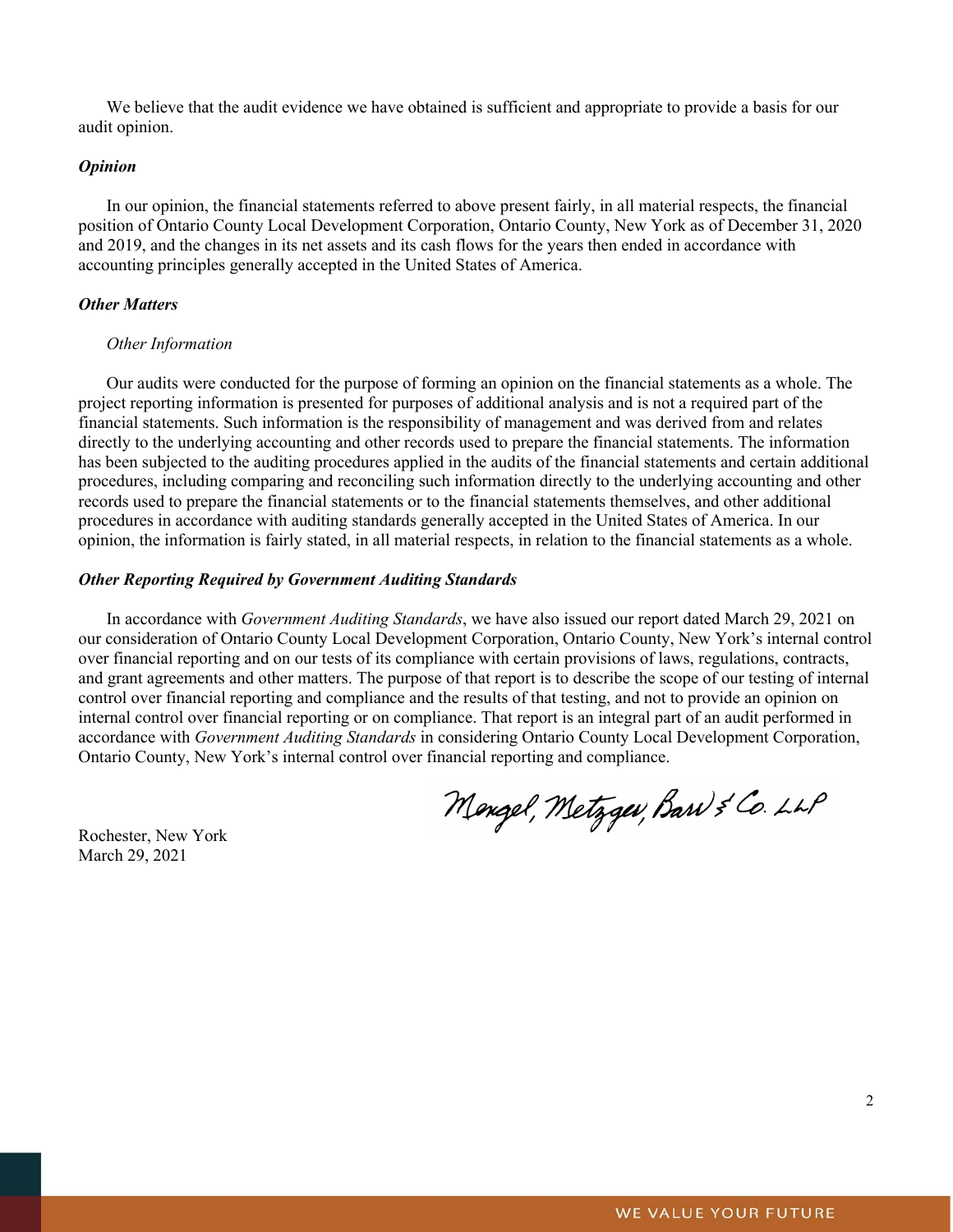We believe that the audit evidence we have obtained is sufficient and appropriate to provide a basis for our audit opinion.

***Opinion***

In our opinion, the financial statements referred to above present fairly, in all material respects, the financial position of Ontario County Local Development Corporation, Ontario County, New York as of December 31, 2020 and 2019, and the changes in its net assets and its cash flows for the years then ended in accordance with accounting principles generally accepted in the United States of America.

***Other Matters***

*Other Information*

Our audits were conducted for the purpose of forming an opinion on the financial statements as a whole. The project reporting information is presented for purposes of additional analysis and is not a required part of the financial statements. Such information is the responsibility of management and was derived from and relates directly to the underlying accounting and other records used to prepare the financial statements. The information has been subjected to the auditing procedures applied in the audits of the financial statements and certain additional procedures, including comparing and reconciling such information directly to the underlying accounting and other records used to prepare the financial statements or to the financial statements themselves, and other additional procedures in accordance with auditing standards generally accepted in the United States of America. In our opinion, the information is fairly stated, in all material respects, in relation to the financial statements as a whole.

***Other Reporting Required by Government Auditing Standards***

In accordance with *Government Auditing Standards*, we have also issued our report dated March 29, 2021 on our consideration of Ontario County Local Development Corporation, Ontario County, New York's internal control over financial reporting and on our tests of its compliance with certain provisions of laws, regulations, contracts, and grant agreements and other matters. The purpose of that report is to describe the scope of our testing of internal control over financial reporting and compliance and the results of that testing, and not to provide an opinion on internal control over financial reporting or on compliance. That report is an integral part of an audit performed in accordance with *Government Auditing Standards* in considering Ontario County Local Development Corporation, Ontario County, New York's internal control over financial reporting and compliance.

Mengel, Metzger, Barr & Co. LLP

Rochester, New York
March 29, 2021

WE VALUE YOUR FUTURE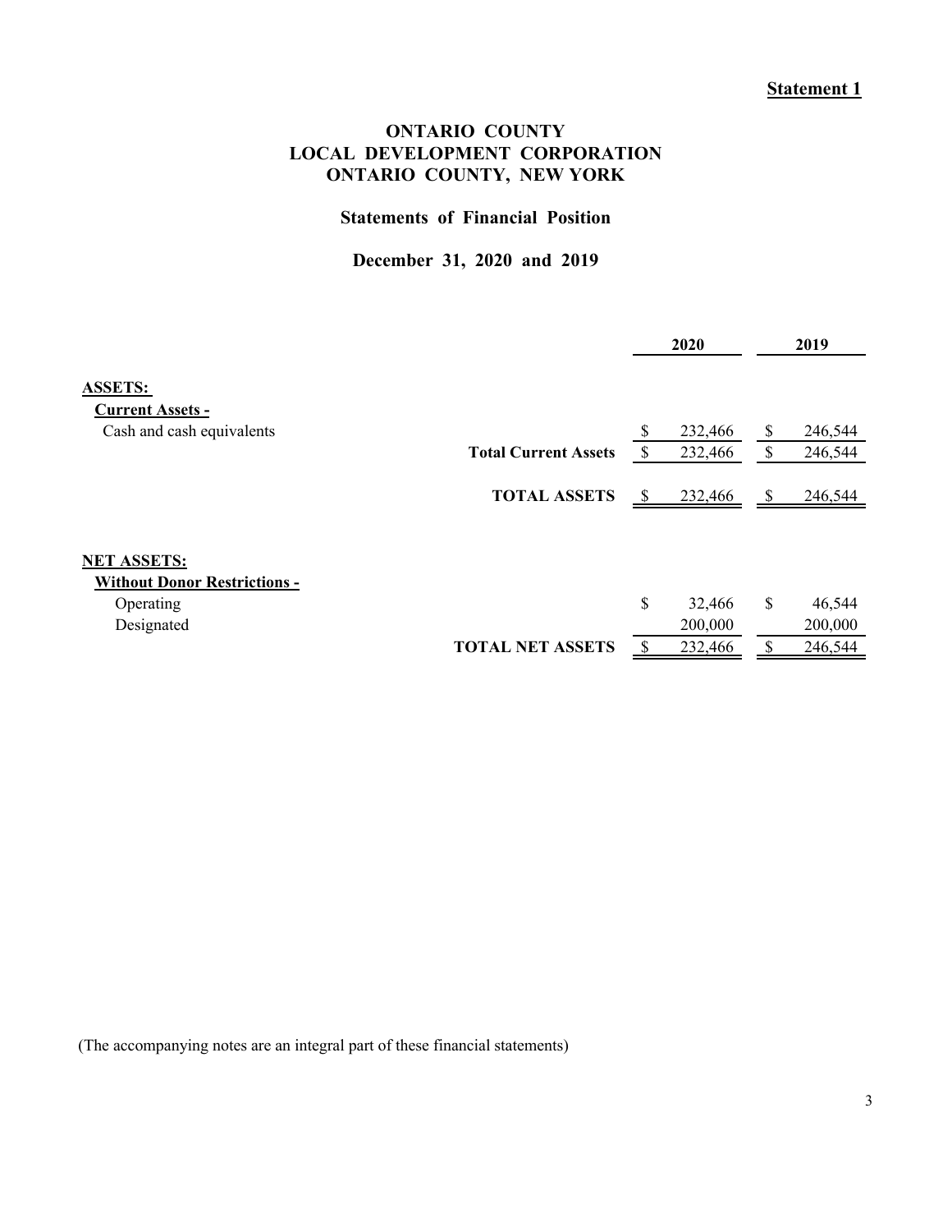**Statement 1**

# ONTARIO COUNTY
# LOCAL DEVELOPMENT CORPORATION
# ONTARIO COUNTY, NEW YORK

## Statements of Financial Position

### December 31, 2020 and 2019

| | | 2020 | 2019 |
|---|---|---|---|
| **ASSETS:** | | | |
| **Current Assets -** | | | |
| Cash and cash equivalents | | $ 232,466 | $ 246,544 |
| | **Total Current Assets** | $ 232,466 | $ 246,544 |
| | **TOTAL ASSETS** | $ 232,466 | $ 246,544 |
| **NET ASSETS:** | | | |
| **Without Donor Restrictions -** | | | |
| Operating | | $ 32,466 | $ 46,544 |
| Designated | | 200,000 | 200,000 |
| | **TOTAL NET ASSETS** | $ 232,466 | $ 246,544 |

(The accompanying notes are an integral part of these financial statements)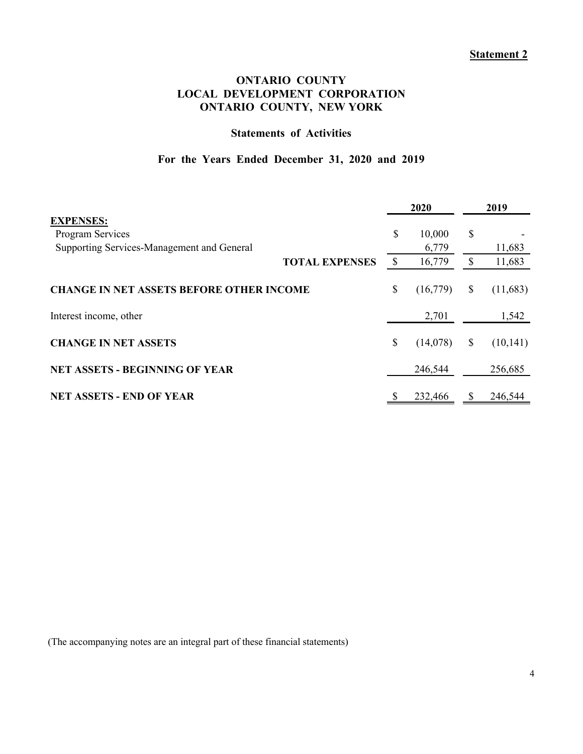**Statement 2**

# ONTARIO COUNTY
# LOCAL DEVELOPMENT CORPORATION
# ONTARIO COUNTY, NEW YORK

## Statements of Activities

## For the Years Ended December 31, 2020 and 2019

| | 2020 | 2019 |
|---|---|---|
| **EXPENSES:** | | |
| Program Services | $ 10,000 | $ - |
| Supporting Services-Management and General | 6,779 | 11,683 |
| **TOTAL EXPENSES** | $ 16,779 | $ 11,683 |
| **CHANGE IN NET ASSETS BEFORE OTHER INCOME** | $ (16,779) | $ (11,683) |
| Interest income, other | 2,701 | 1,542 |
| **CHANGE IN NET ASSETS** | $ (14,078) | $ (10,141) |
| **NET ASSETS - BEGINNING OF YEAR** | 246,544 | 256,685 |
| **NET ASSETS - END OF YEAR** | $ 232,466 | $ 246,544 |

(The accompanying notes are an integral part of these financial statements)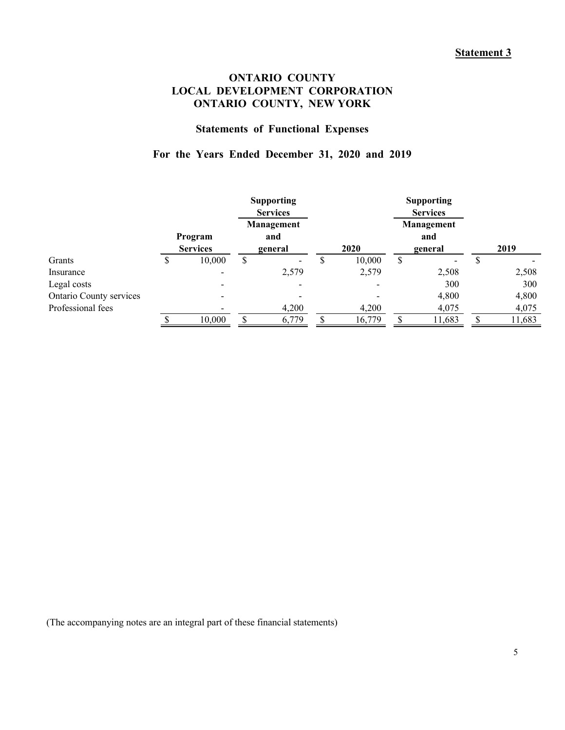**Statement 3**

# ONTARIO COUNTY LOCAL DEVELOPMENT CORPORATION ONTARIO COUNTY, NEW YORK

## Statements of Functional Expenses

### For the Years Ended December 31, 2020 and 2019

| | | Supporting Services | | | Supporting Services | |
|---|---|---|---|---|---|---|
| | Program Services | Management and general | 2020 | | Management and general | 2019 |
| Grants | $ 10,000 | $ - | $ 10,000 | | $ - | $ - |
| Insurance | - | 2,579 | 2,579 | | 2,508 | 2,508 |
| Legal costs | - | - | - | | 300 | 300 |
| Ontario County services | - | - | - | | 4,800 | 4,800 |
| Professional fees | - | 4,200 | 4,200 | | 4,075 | 4,075 |
| | $ 10,000 | $ 6,779 | $ 16,779 | | $ 11,683 | $ 11,683 |

(The accompanying notes are an integral part of these financial statements)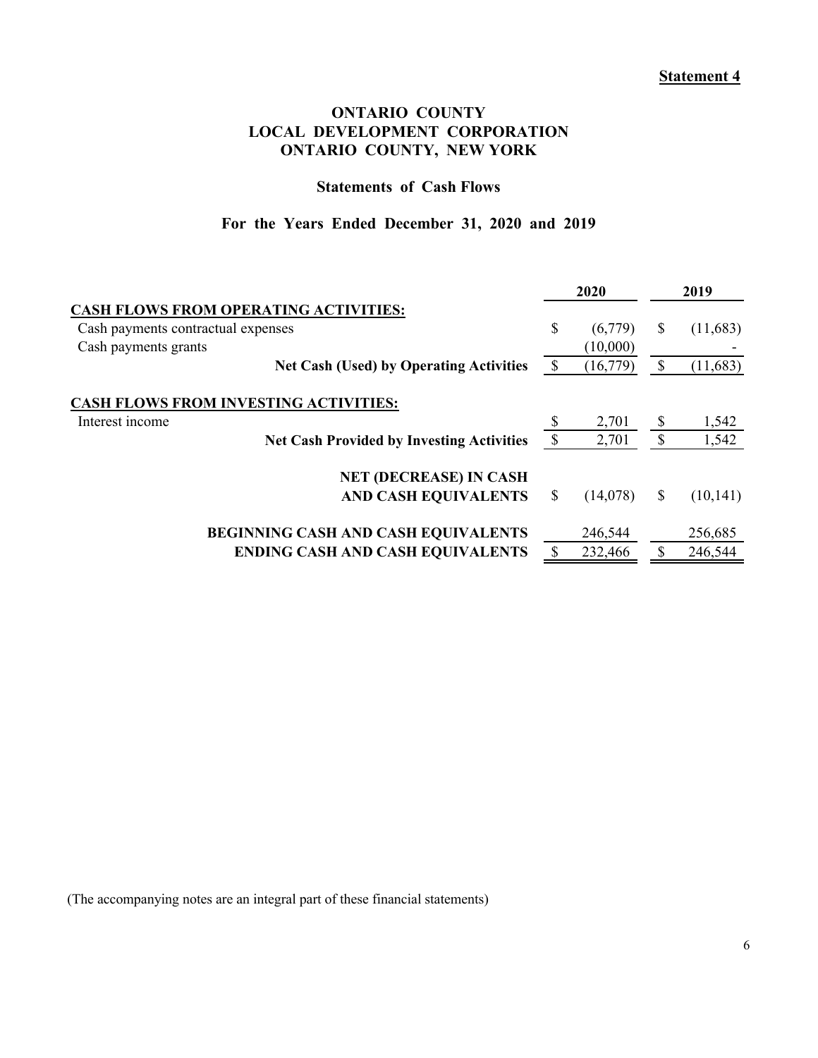**Statement 4**

# ONTARIO COUNTY
# LOCAL DEVELOPMENT CORPORATION
# ONTARIO COUNTY, NEW YORK

## Statements of Cash Flows

## For the Years Ended December 31, 2020 and 2019

| | 2020 | 2019 |
|---|---|---|
| **CASH FLOWS FROM OPERATING ACTIVITIES:** | | |
| Cash payments contractual expenses | $ (6,779) | $ (11,683) |
| Cash payments grants | (10,000) | - |
| **Net Cash (Used) by Operating Activities** | $ (16,779) | $ (11,683) |
| **CASH FLOWS FROM INVESTING ACTIVITIES:** | | |
| Interest income | $ 2,701 | $ 1,542 |
| **Net Cash Provided by Investing Activities** | $ 2,701 | $ 1,542 |
| **NET (DECREASE) IN CASH AND CASH EQUIVALENTS** | $ (14,078) | $ (10,141) |
| **BEGINNING CASH AND CASH EQUIVALENTS** | 246,544 | 256,685 |
| **ENDING CASH AND CASH EQUIVALENTS** | $ 232,466 | $ 246,544 |

(The accompanying notes are an integral part of these financial statements)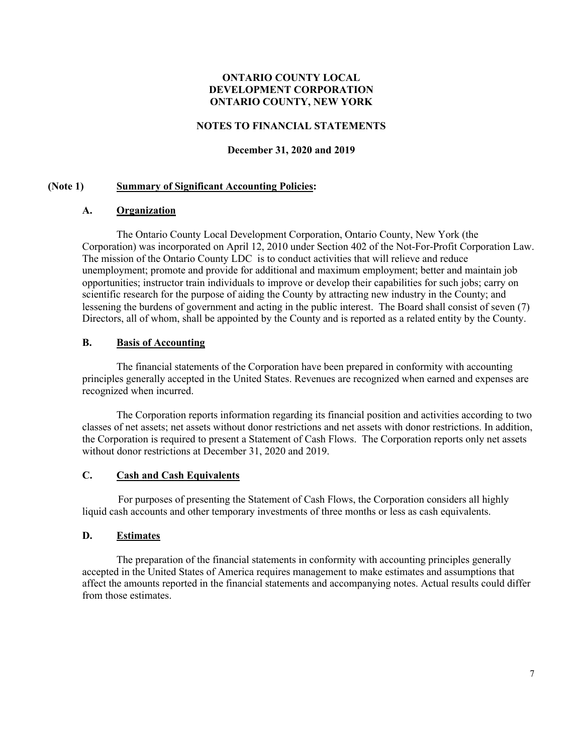**ONTARIO COUNTY LOCAL DEVELOPMENT CORPORATION ONTARIO COUNTY, NEW YORK**

**NOTES TO FINANCIAL STATEMENTS**

**December 31, 2020 and 2019**

**(Note 1) Summary of Significant Accounting Policies:**

**A. Organization**

The Ontario County Local Development Corporation, Ontario County, New York (the Corporation) was incorporated on April 12, 2010 under Section 402 of the Not-For-Profit Corporation Law. The mission of the Ontario County LDC is to conduct activities that will relieve and reduce unemployment; promote and provide for additional and maximum employment; better and maintain job opportunities; instructor train individuals to improve or develop their capabilities for such jobs; carry on scientific research for the purpose of aiding the County by attracting new industry in the County; and lessening the burdens of government and acting in the public interest. The Board shall consist of seven (7) Directors, all of whom, shall be appointed by the County and is reported as a related entity by the County.

**B. Basis of Accounting**

The financial statements of the Corporation have been prepared in conformity with accounting principles generally accepted in the United States. Revenues are recognized when earned and expenses are recognized when incurred.

The Corporation reports information regarding its financial position and activities according to two classes of net assets; net assets without donor restrictions and net assets with donor restrictions. In addition, the Corporation is required to present a Statement of Cash Flows. The Corporation reports only net assets without donor restrictions at December 31, 2020 and 2019.

**C. Cash and Cash Equivalents**

For purposes of presenting the Statement of Cash Flows, the Corporation considers all highly liquid cash accounts and other temporary investments of three months or less as cash equivalents.

**D. Estimates**

The preparation of the financial statements in conformity with accounting principles generally accepted in the United States of America requires management to make estimates and assumptions that affect the amounts reported in the financial statements and accompanying notes. Actual results could differ from those estimates.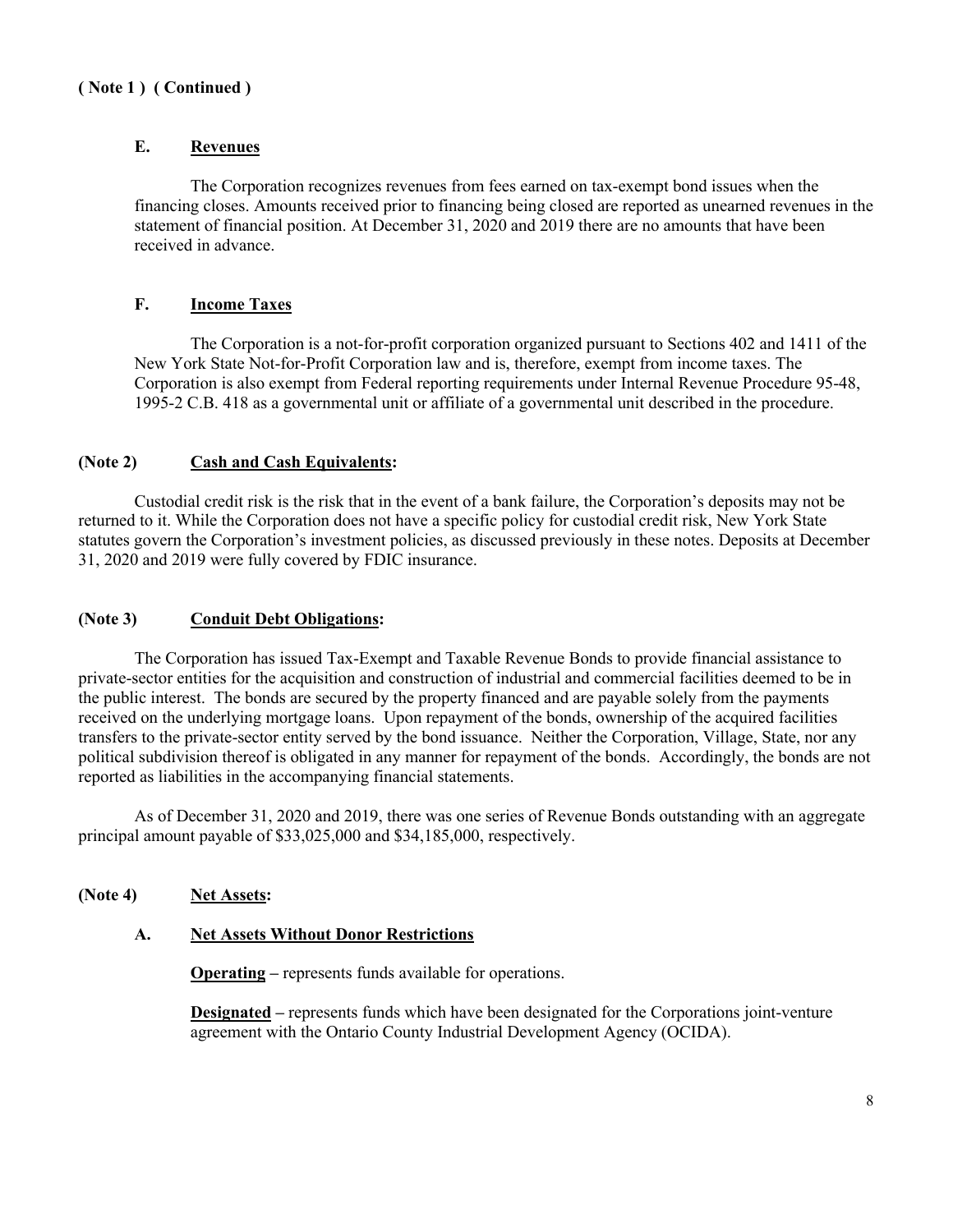**( Note 1 ) ( Continued )**

**E. Revenues**

The Corporation recognizes revenues from fees earned on tax-exempt bond issues when the financing closes. Amounts received prior to financing being closed are reported as unearned revenues in the statement of financial position. At December 31, 2020 and 2019 there are no amounts that have been received in advance.

**F. Income Taxes**

The Corporation is a not-for-profit corporation organized pursuant to Sections 402 and 1411 of the New York State Not-for-Profit Corporation law and is, therefore, exempt from income taxes. The Corporation is also exempt from Federal reporting requirements under Internal Revenue Procedure 95-48, 1995-2 C.B. 418 as a governmental unit or affiliate of a governmental unit described in the procedure.

**(Note 2) Cash and Cash Equivalents:**

Custodial credit risk is the risk that in the event of a bank failure, the Corporation's deposits may not be returned to it. While the Corporation does not have a specific policy for custodial credit risk, New York State statutes govern the Corporation's investment policies, as discussed previously in these notes. Deposits at December 31, 2020 and 2019 were fully covered by FDIC insurance.

**(Note 3) Conduit Debt Obligations:**

The Corporation has issued Tax-Exempt and Taxable Revenue Bonds to provide financial assistance to private-sector entities for the acquisition and construction of industrial and commercial facilities deemed to be in the public interest. The bonds are secured by the property financed and are payable solely from the payments received on the underlying mortgage loans. Upon repayment of the bonds, ownership of the acquired facilities transfers to the private-sector entity served by the bond issuance. Neither the Corporation, Village, State, nor any political subdivision thereof is obligated in any manner for repayment of the bonds. Accordingly, the bonds are not reported as liabilities in the accompanying financial statements.

As of December 31, 2020 and 2019, there was one series of Revenue Bonds outstanding with an aggregate principal amount payable of $33,025,000 and $34,185,000, respectively.

**(Note 4) Net Assets:**

**A. Net Assets Without Donor Restrictions**

**Operating** – represents funds available for operations.

**Designated** – represents funds which have been designated for the Corporations joint-venture agreement with the Ontario County Industrial Development Agency (OCIDA).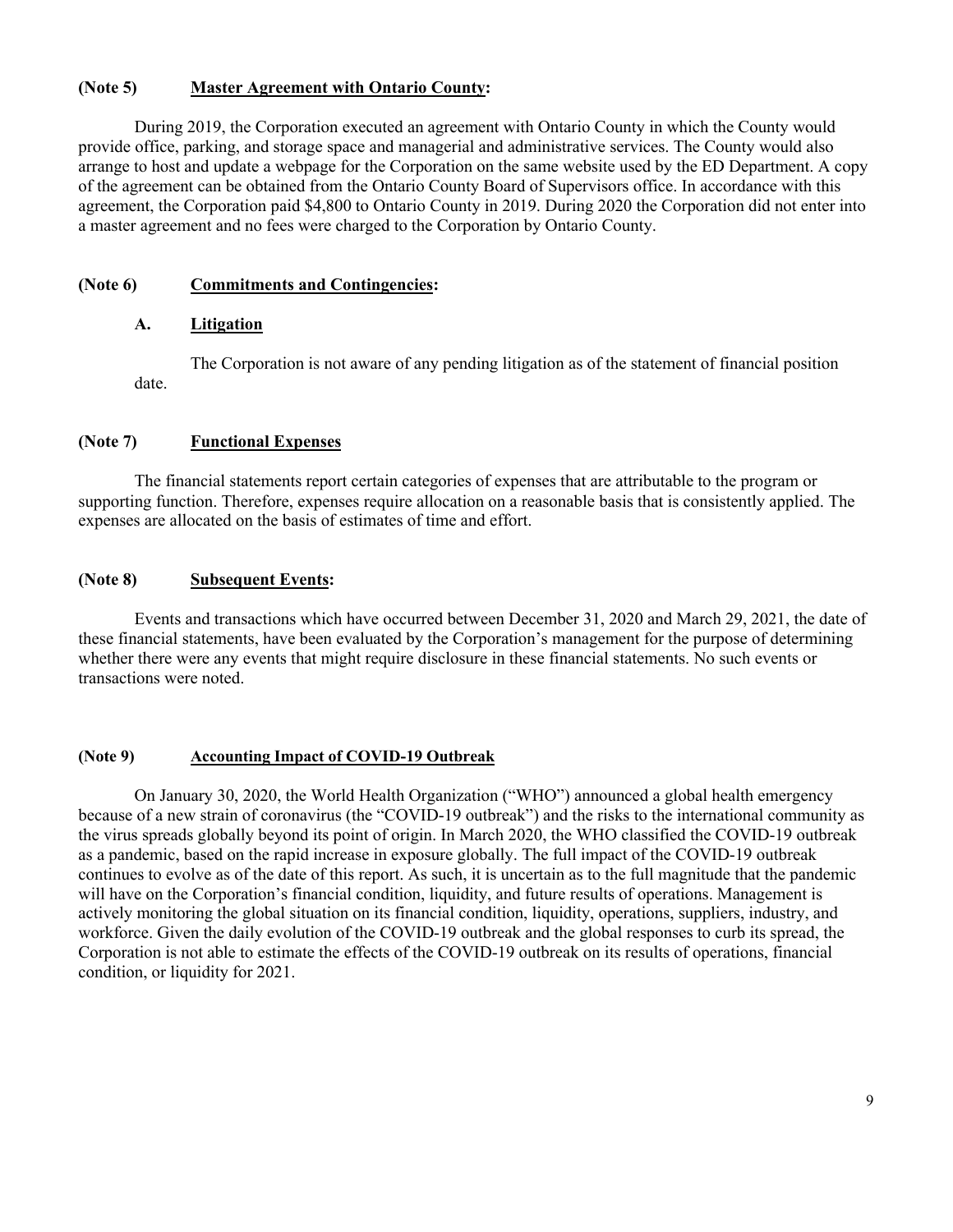**(Note 5) Master Agreement with Ontario County:**

During 2019, the Corporation executed an agreement with Ontario County in which the County would provide office, parking, and storage space and managerial and administrative services. The County would also arrange to host and update a webpage for the Corporation on the same website used by the ED Department. A copy of the agreement can be obtained from the Ontario County Board of Supervisors office. In accordance with this agreement, the Corporation paid $4,800 to Ontario County in 2019. During 2020 the Corporation did not enter into a master agreement and no fees were charged to the Corporation by Ontario County.

**(Note 6) Commitments and Contingencies:**

**A. Litigation**

The Corporation is not aware of any pending litigation as of the statement of financial position date.

**(Note 7) Functional Expenses**

The financial statements report certain categories of expenses that are attributable to the program or supporting function. Therefore, expenses require allocation on a reasonable basis that is consistently applied. The expenses are allocated on the basis of estimates of time and effort.

**(Note 8) Subsequent Events:**

Events and transactions which have occurred between December 31, 2020 and March 29, 2021, the date of these financial statements, have been evaluated by the Corporation's management for the purpose of determining whether there were any events that might require disclosure in these financial statements. No such events or transactions were noted.

**(Note 9) Accounting Impact of COVID-19 Outbreak**

On January 30, 2020, the World Health Organization ("WHO") announced a global health emergency because of a new strain of coronavirus (the "COVID-19 outbreak") and the risks to the international community as the virus spreads globally beyond its point of origin. In March 2020, the WHO classified the COVID-19 outbreak as a pandemic, based on the rapid increase in exposure globally. The full impact of the COVID-19 outbreak continues to evolve as of the date of this report. As such, it is uncertain as to the full magnitude that the pandemic will have on the Corporation's financial condition, liquidity, and future results of operations. Management is actively monitoring the global situation on its financial condition, liquidity, operations, suppliers, industry, and workforce. Given the daily evolution of the COVID-19 outbreak and the global responses to curb its spread, the Corporation is not able to estimate the effects of the COVID-19 outbreak on its results of operations, financial condition, or liquidity for 2021.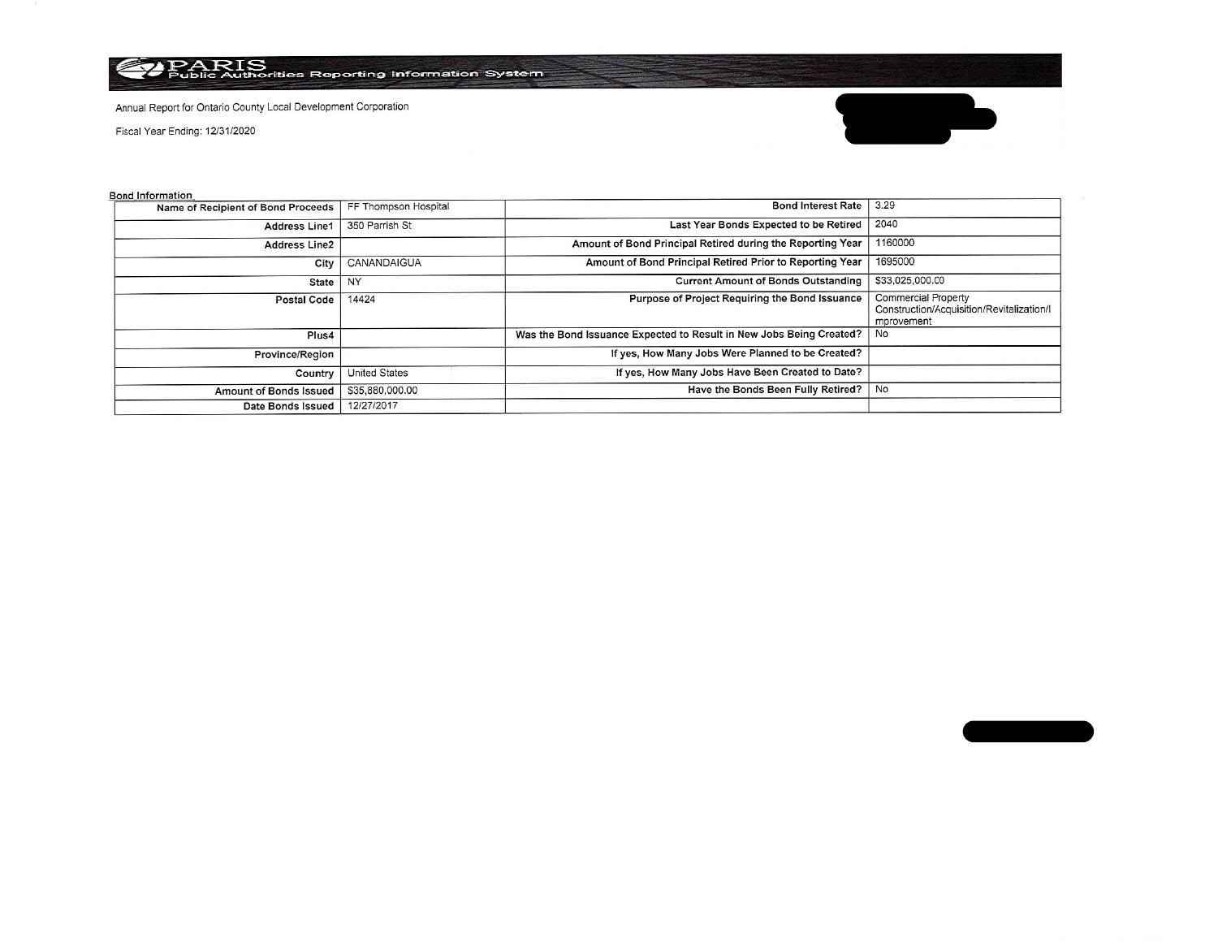Annual Report for Ontario County Local Development Corporation

Fiscal Year Ending: 12/31/2020

Bond Information

| Name of Recipient of Bond Proceeds | FF Thompson Hospital | Bond Interest Rate | 3.29 |
|---|---|---|---|
| Address Line1 | 350 Parrish St | Last Year Bonds Expected to be Retired | 2040 |
| Address Line2 | | Amount of Bond Principal Retired during the Reporting Year | 1160000 |
| City | CANANDAIGUA | Amount of Bond Principal Retired Prior to Reporting Year | 1695000 |
| State | NY | Current Amount of Bonds Outstanding | $33,025,000.00 |
| Postal Code | 14424 | Purpose of Project Requiring the Bond Issuance | Commercial Property Construction/Acquisition/Revitalization/Improvement |
| Plus4 | | Was the Bond Issuance Expected to Result in New Jobs Being Created? | No |
| Province/Region | | If yes, How Many Jobs Were Planned to be Created? | |
| Country | United States | If yes, How Many Jobs Have Been Created to Date? | |
| Amount of Bonds Issued | $35,880,000.00 | Have the Bonds Been Fully Retired? | No |
| Date Bonds Issued | 12/27/2017 | | |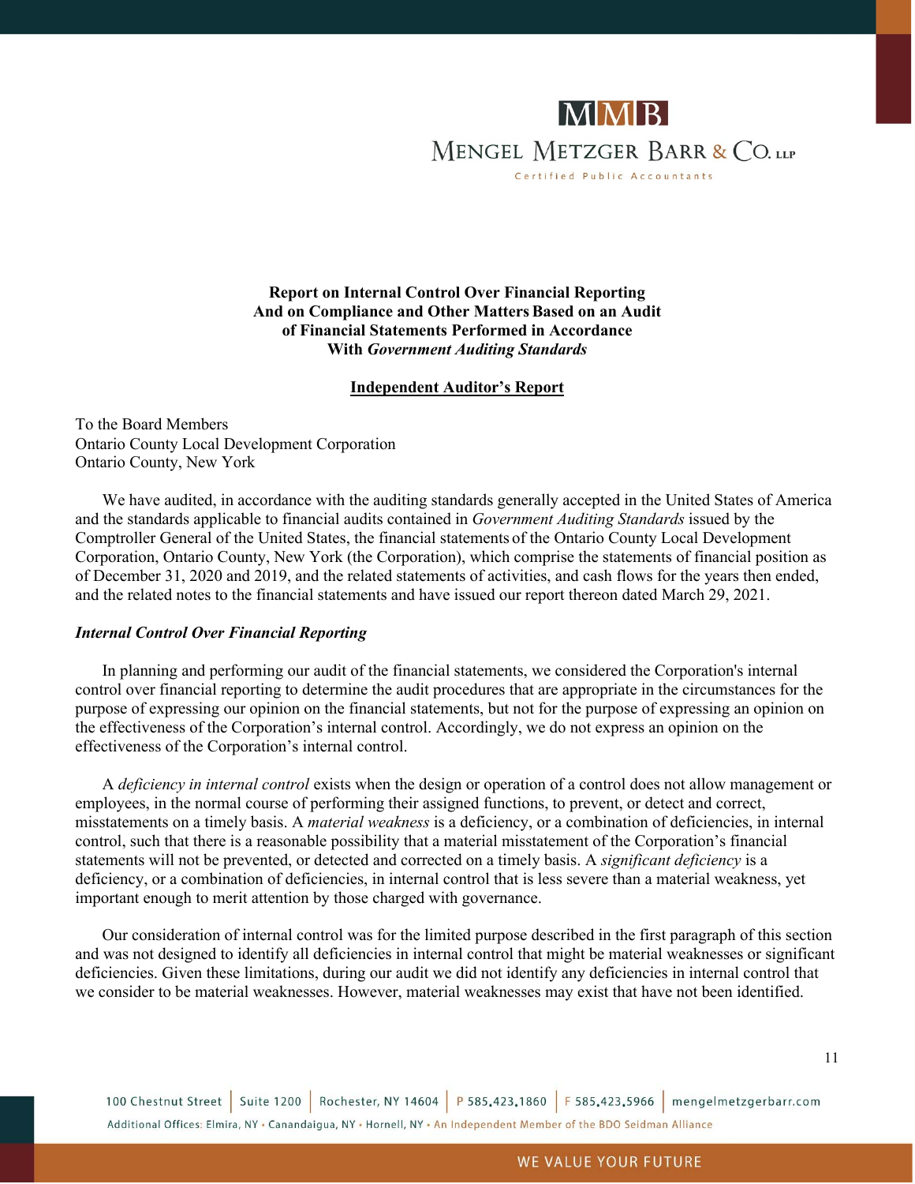MMB

MENGEL METZGER BARR & CO. LLP

Certified Public Accountants

**Report on Internal Control Over Financial Reporting**
**And on Compliance and Other Matters Based on an Audit**
**of Financial Statements Performed in Accordance**
**With *Government Auditing Standards***

**Independent Auditor's Report**

To the Board Members
Ontario County Local Development Corporation
Ontario County, New York

We have audited, in accordance with the auditing standards generally accepted in the United States of America and the standards applicable to financial audits contained in *Government Auditing Standards* issued by the Comptroller General of the United States, the financial statements of the Ontario County Local Development Corporation, Ontario County, New York (the Corporation), which comprise the statements of financial position as of December 31, 2020 and 2019, and the related statements of activities, and cash flows for the years then ended, and the related notes to the financial statements and have issued our report thereon dated March 29, 2021.

***Internal Control Over Financial Reporting***

In planning and performing our audit of the financial statements, we considered the Corporation's internal control over financial reporting to determine the audit procedures that are appropriate in the circumstances for the purpose of expressing our opinion on the financial statements, but not for the purpose of expressing an opinion on the effectiveness of the Corporation's internal control. Accordingly, we do not express an opinion on the effectiveness of the Corporation's internal control.

A *deficiency in internal control* exists when the design or operation of a control does not allow management or employees, in the normal course of performing their assigned functions, to prevent, or detect and correct, misstatements on a timely basis. A *material weakness* is a deficiency, or a combination of deficiencies, in internal control, such that there is a reasonable possibility that a material misstatement of the Corporation's financial statements will not be prevented, or detected and corrected on a timely basis. A *significant deficiency* is a deficiency, or a combination of deficiencies, in internal control that is less severe than a material weakness, yet important enough to merit attention by those charged with governance.

Our consideration of internal control was for the limited purpose described in the first paragraph of this section and was not designed to identify all deficiencies in internal control that might be material weaknesses or significant deficiencies. Given these limitations, during our audit we did not identify any deficiencies in internal control that we consider to be material weaknesses. However, material weaknesses may exist that have not been identified.

100 Chestnut Street | Suite 1200 | Rochester, NY 14604 | P 585.423.1860 | F 585.423.5966 | mengelmetzgerbarr.com

Additional Offices: Elmira, NY • Canandaigua, NY • Hornell, NY • An Independent Member of the BDO Seidman Alliance

WE VALUE YOUR FUTURE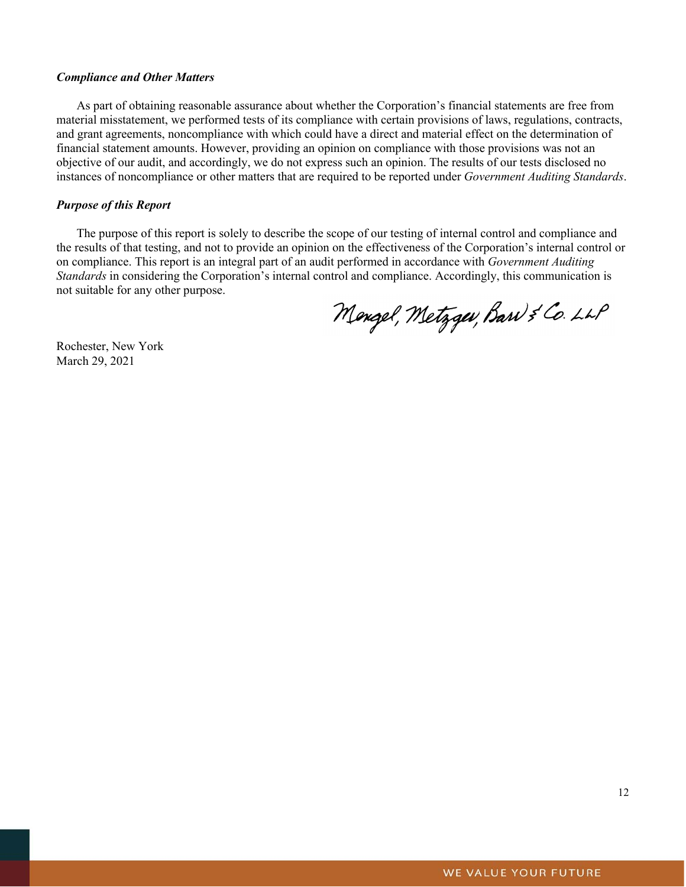***Compliance and Other Matters***

As part of obtaining reasonable assurance about whether the Corporation's financial statements are free from material misstatement, we performed tests of its compliance with certain provisions of laws, regulations, contracts, and grant agreements, noncompliance with which could have a direct and material effect on the determination of financial statement amounts. However, providing an opinion on compliance with those provisions was not an objective of our audit, and accordingly, we do not express such an opinion. The results of our tests disclosed no instances of noncompliance or other matters that are required to be reported under *Government Auditing Standards*.

***Purpose of this Report***

The purpose of this report is solely to describe the scope of our testing of internal control and compliance and the results of that testing, and not to provide an opinion on the effectiveness of the Corporation's internal control or on compliance. This report is an integral part of an audit performed in accordance with *Government Auditing Standards* in considering the Corporation's internal control and compliance. Accordingly, this communication is not suitable for any other purpose.

Mengel, Metzger, Barr & Co. LLP

Rochester, New York
March 29, 2021

WE VALUE YOUR FUTURE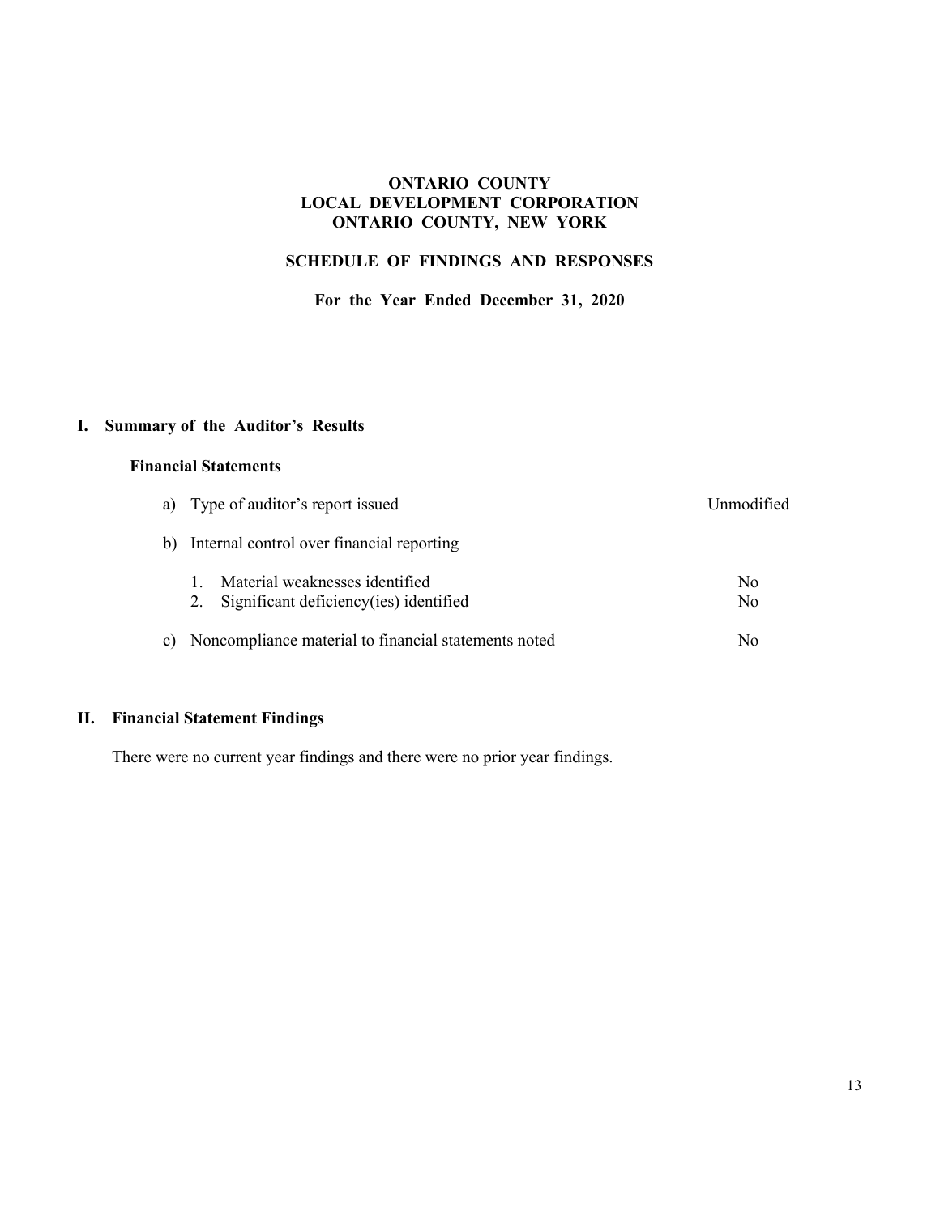# ONTARIO COUNTY
# LOCAL DEVELOPMENT CORPORATION
# ONTARIO COUNTY, NEW YORK

## SCHEDULE OF FINDINGS AND RESPONSES

**For the Year Ended December 31, 2020**

### I. Summary of the Auditor's Results

**Financial Statements**

| | | |
|---|---|---|
| a) | Type of auditor's report issued | Unmodified |
| b) | Internal control over financial reporting | |
| | 1. Material weaknesses identified | No |
| | 2. Significant deficiency(ies) identified | No |
| c) | Noncompliance material to financial statements noted | No |

### II. Financial Statement Findings

There were no current year findings and there were no prior year findings.